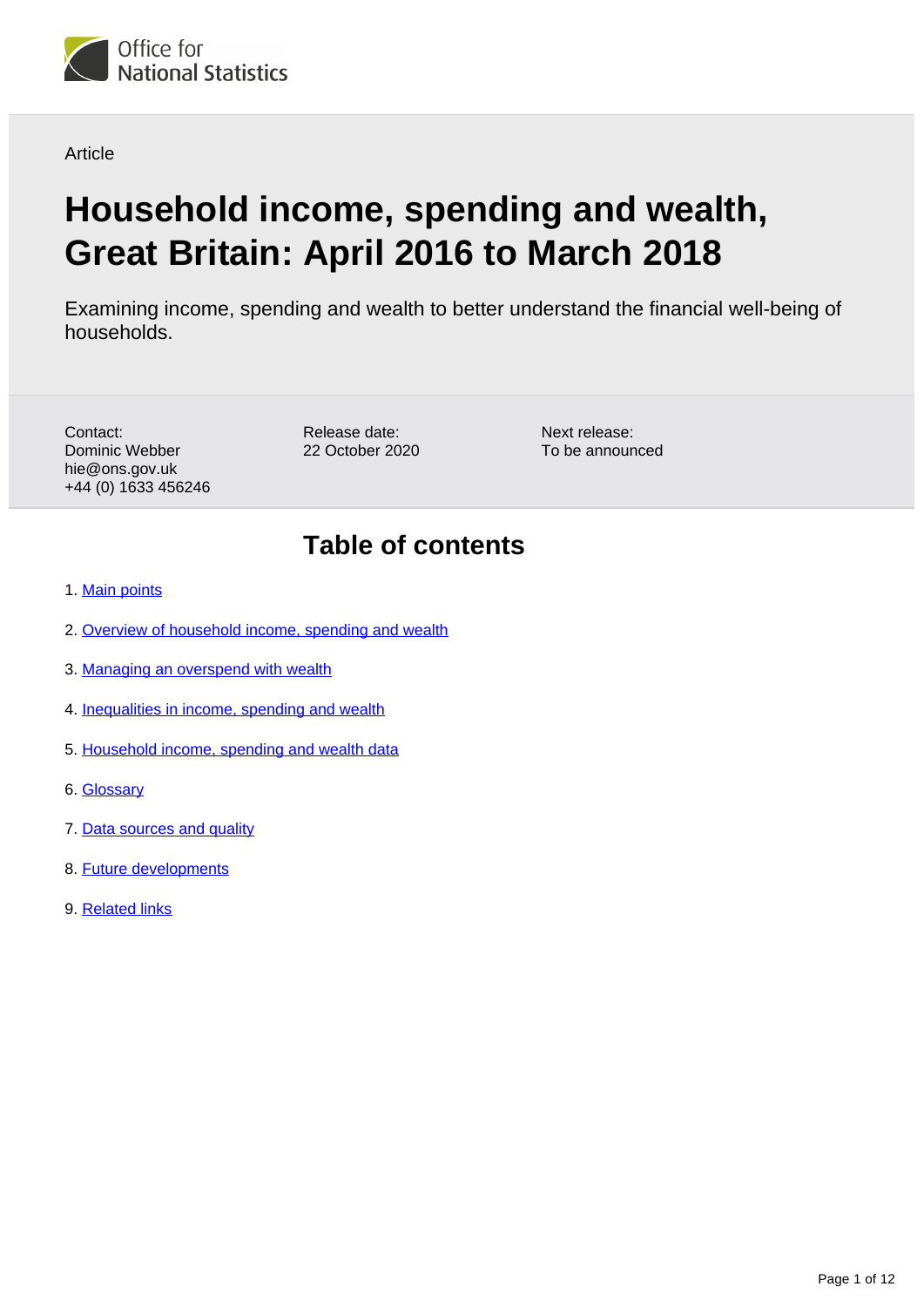Office for National Statistics

Article

# Household income, spending and wealth, Great Britain: April 2016 to March 2018

Examining income, spending and wealth to better understand the financial well-being of households.

Contact:
Dominic Webber
hie@ons.gov.uk
+44 (0) 1633 456246

Release date:
22 October 2020

Next release:
To be announced

## Table of contents

1. Main points
2. Overview of household income, spending and wealth
3. Managing an overspend with wealth
4. Inequalities in income, spending and wealth
5. Household income, spending and wealth data
6. Glossary
7. Data sources and quality
8. Future developments
9. Related links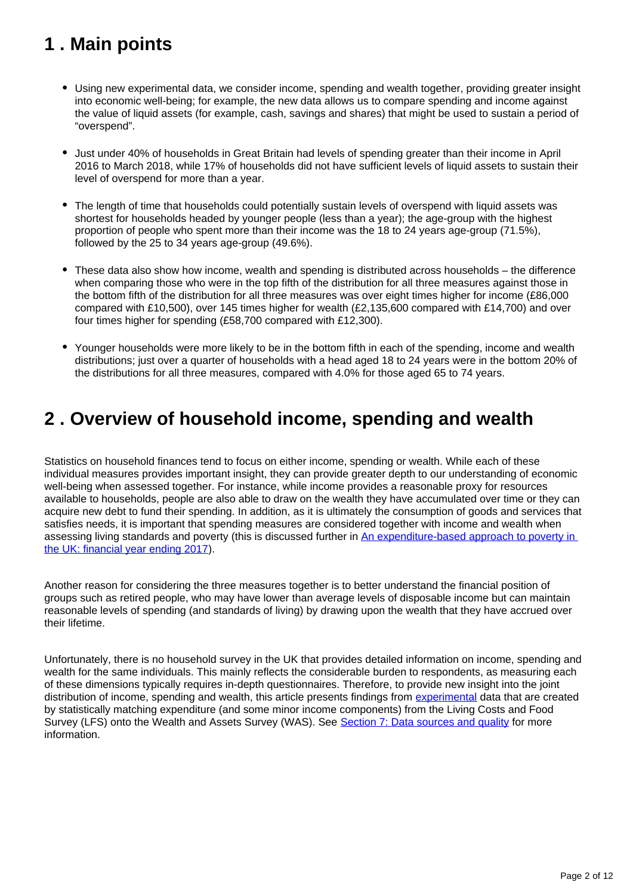## 1 . Main points

- Using new experimental data, we consider income, spending and wealth together, providing greater insight into economic well-being; for example, the new data allows us to compare spending and income against the value of liquid assets (for example, cash, savings and shares) that might be used to sustain a period of "overspend".
- Just under 40% of households in Great Britain had levels of spending greater than their income in April 2016 to March 2018, while 17% of households did not have sufficient levels of liquid assets to sustain their level of overspend for more than a year.
- The length of time that households could potentially sustain levels of overspend with liquid assets was shortest for households headed by younger people (less than a year); the age-group with the highest proportion of people who spent more than their income was the 18 to 24 years age-group (71.5%), followed by the 25 to 34 years age-group (49.6%).
- These data also show how income, wealth and spending is distributed across households – the difference when comparing those who were in the top fifth of the distribution for all three measures against those in the bottom fifth of the distribution for all three measures was over eight times higher for income (£86,000 compared with £10,500), over 145 times higher for wealth (£2,135,600 compared with £14,700) and over four times higher for spending (£58,700 compared with £12,300).
- Younger households were more likely to be in the bottom fifth in each of the spending, income and wealth distributions; just over a quarter of households with a head aged 18 to 24 years were in the bottom 20% of the distributions for all three measures, compared with 4.0% for those aged 65 to 74 years.

## 2 . Overview of household income, spending and wealth

Statistics on household finances tend to focus on either income, spending or wealth. While each of these individual measures provides important insight, they can provide greater depth to our understanding of economic well-being when assessed together. For instance, while income provides a reasonable proxy for resources available to households, people are also able to draw on the wealth they have accumulated over time or they can acquire new debt to fund their spending. In addition, as it is ultimately the consumption of goods and services that satisfies needs, it is important that spending measures are considered together with income and wealth when assessing living standards and poverty (this is discussed further in An expenditure-based approach to poverty in the UK: financial year ending 2017).

Another reason for considering the three measures together is to better understand the financial position of groups such as retired people, who may have lower than average levels of disposable income but can maintain reasonable levels of spending (and standards of living) by drawing upon the wealth that they have accrued over their lifetime.

Unfortunately, there is no household survey in the UK that provides detailed information on income, spending and wealth for the same individuals. This mainly reflects the considerable burden to respondents, as measuring each of these dimensions typically requires in-depth questionnaires. Therefore, to provide new insight into the joint distribution of income, spending and wealth, this article presents findings from experimental data that are created by statistically matching expenditure (and some minor income components) from the Living Costs and Food Survey (LFS) onto the Wealth and Assets Survey (WAS). See Section 7: Data sources and quality for more information.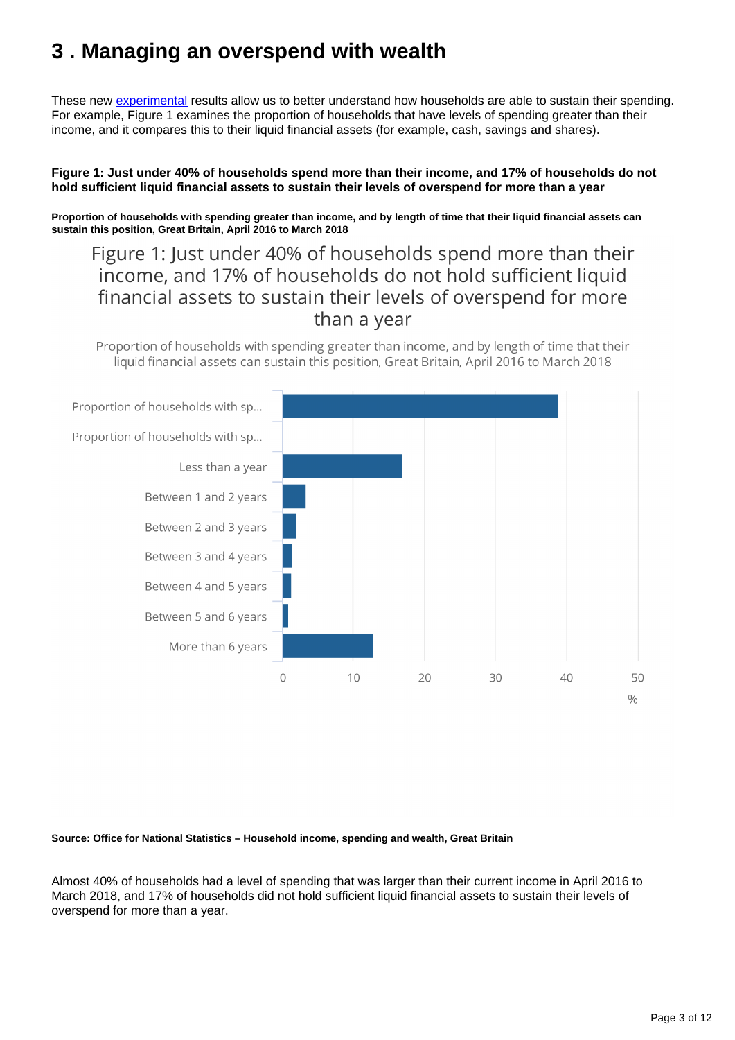# 3 . Managing an overspend with wealth

These new experimental results allow us to better understand how households are able to sustain their spending. For example, Figure 1 examines the proportion of households that have levels of spending greater than their income, and it compares this to their liquid financial assets (for example, cash, savings and shares).

**Figure 1: Just under 40% of households spend more than their income, and 17% of households do not hold sufficient liquid financial assets to sustain their levels of overspend for more than a year**

**Proportion of households with spending greater than income, and by length of time that their liquid financial assets can sustain this position, Great Britain, April 2016 to March 2018**

Figure 1: Just under 40% of households spend more than their income, and 17% of households do not hold sufficient liquid financial assets to sustain their levels of overspend for more than a year

Proportion of households with spending greater than income, and by length of time that their liquid financial assets can sustain this position, Great Britain, April 2016 to March 2018

| Category | % |
|---|---|
| Proportion of households with sp... | ~39 |
| Proportion of households with sp... | |
| Less than a year | ~17 |
| Between 1 and 2 years | ~3 |
| Between 2 and 3 years | ~2 |
| Between 3 and 4 years | ~1 |
| Between 4 and 5 years | ~1 |
| Between 5 and 6 years | ~1 |
| More than 6 years | ~13 |

**Source: Office for National Statistics – Household income, spending and wealth, Great Britain**

Almost 40% of households had a level of spending that was larger than their current income in April 2016 to March 2018, and 17% of households did not hold sufficient liquid financial assets to sustain their levels of overspend for more than a year.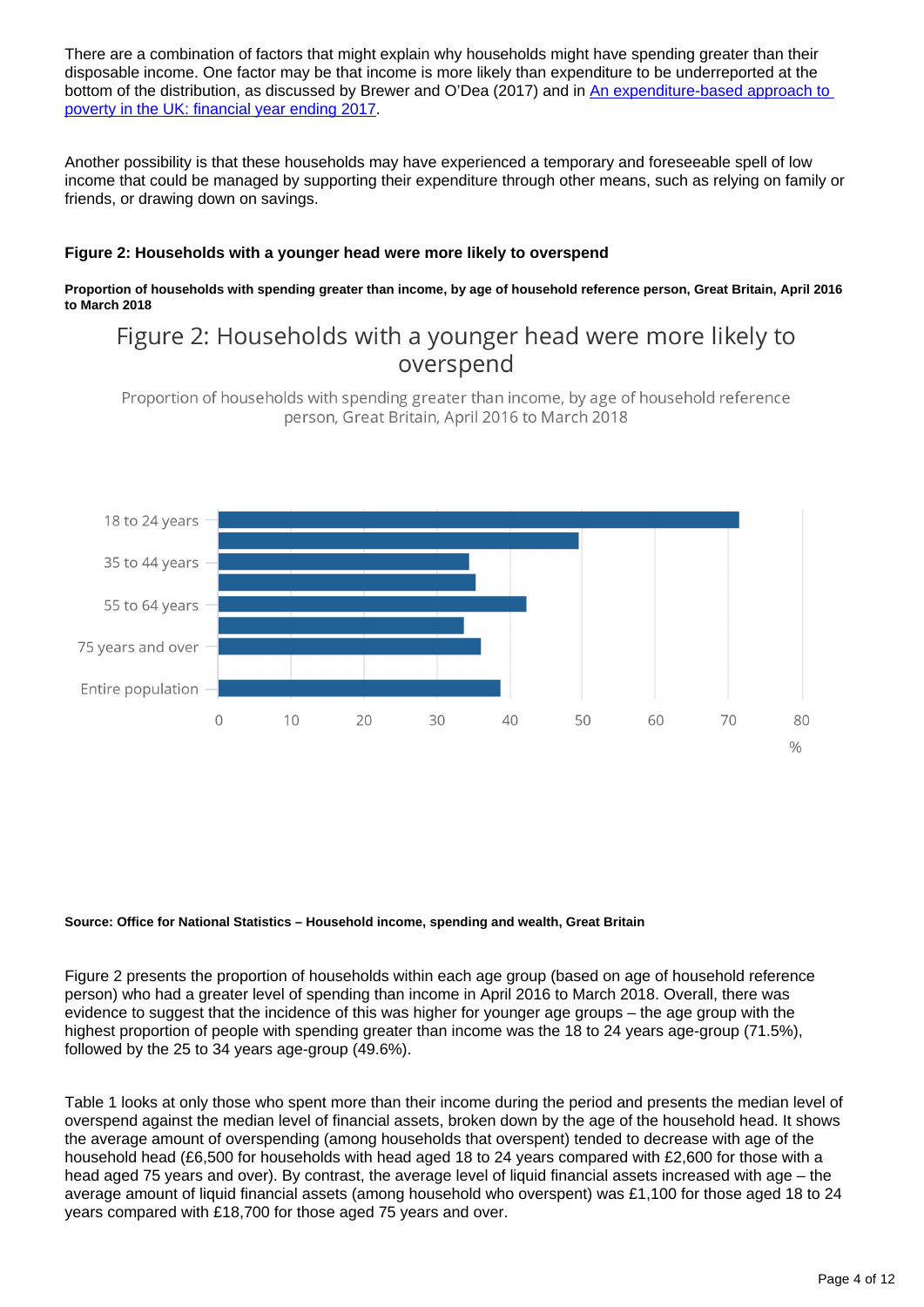There are a combination of factors that might explain why households might have spending greater than their disposable income. One factor may be that income is more likely than expenditure to be underreported at the bottom of the distribution, as discussed by Brewer and O'Dea (2017) and in [An expenditure-based approach to poverty in the UK: financial year ending 2017](#).

Another possibility is that these households may have experienced a temporary and foreseeable spell of low income that could be managed by supporting their expenditure through other means, such as relying on family or friends, or drawing down on savings.

### Figure 2: Households with a younger head were more likely to overspend

**Proportion of households with spending greater than income, by age of household reference person, Great Britain, April 2016 to March 2018**

Figure 2: Households with a younger head were more likely to overspend

Proportion of households with spending greater than income, by age of household reference person, Great Britain, April 2016 to March 2018

18 to 24 years
35 to 44 years
55 to 64 years
75 years and over
Entire population

0 10 20 30 40 50 60 70 80
%

**Source: Office for National Statistics – Household income, spending and wealth, Great Britain**

Figure 2 presents the proportion of households within each age group (based on age of household reference person) who had a greater level of spending than income in April 2016 to March 2018. Overall, there was evidence to suggest that the incidence of this was higher for younger age groups – the age group with the highest proportion of people with spending greater than income was the 18 to 24 years age-group (71.5%), followed by the 25 to 34 years age-group (49.6%).

Table 1 looks at only those who spent more than their income during the period and presents the median level of overspend against the median level of financial assets, broken down by the age of the household head. It shows the average amount of overspending (among households that overspent) tended to decrease with age of the household head (£6,500 for households with head aged 18 to 24 years compared with £2,600 for those with a head aged 75 years and over). By contrast, the average level of liquid financial assets increased with age – the average amount of liquid financial assets (among household who overspent) was £1,100 for those aged 18 to 24 years compared with £18,700 for those aged 75 years and over.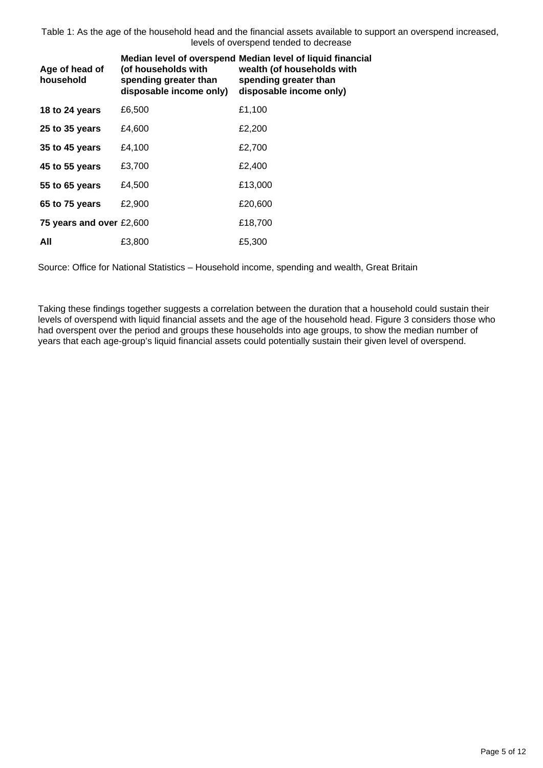Table 1: As the age of the household head and the financial assets available to support an overspend increased, levels of overspend tended to decrease

| Age of head of household | Median level of overspend (of households with spending greater than disposable income only) | Median level of liquid financial wealth (of households with spending greater than disposable income only) |
|---|---|---|
| **18 to 24 years** | £6,500 | £1,100 |
| **25 to 35 years** | £4,600 | £2,200 |
| **35 to 45 years** | £4,100 | £2,700 |
| **45 to 55 years** | £3,700 | £2,400 |
| **55 to 65 years** | £4,500 | £13,000 |
| **65 to 75 years** | £2,900 | £20,600 |
| **75 years and over** | £2,600 | £18,700 |
| **All** | £3,800 | £5,300 |

Source: Office for National Statistics – Household income, spending and wealth, Great Britain

Taking these findings together suggests a correlation between the duration that a household could sustain their levels of overspend with liquid financial assets and the age of the household head. Figure 3 considers those who had overspent over the period and groups these households into age groups, to show the median number of years that each age-group's liquid financial assets could potentially sustain their given level of overspend.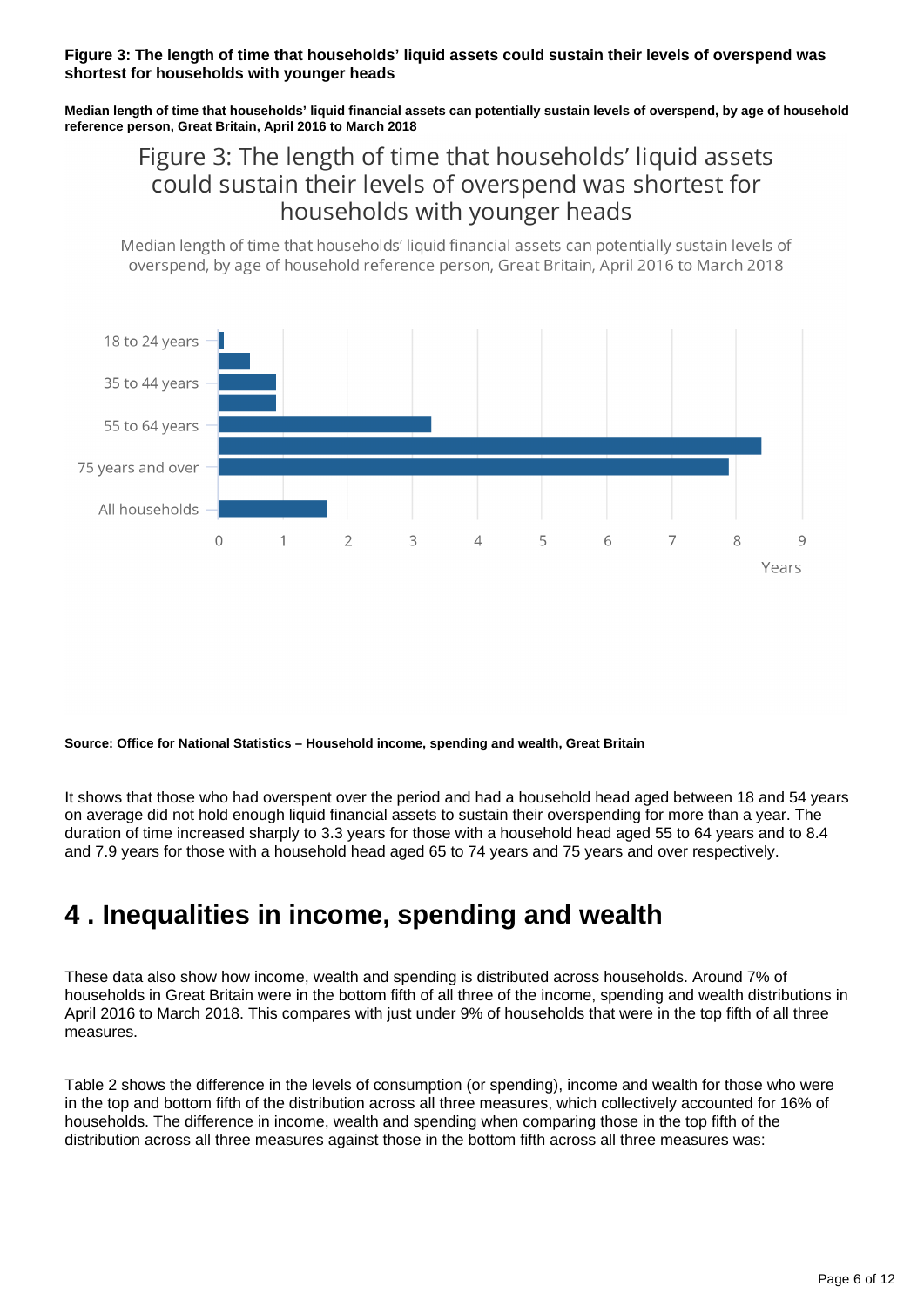**Figure 3: The length of time that households' liquid assets could sustain their levels of overspend was shortest for households with younger heads**

**Median length of time that households' liquid financial assets can potentially sustain levels of overspend, by age of household reference person, Great Britain, April 2016 to March 2018**

Figure 3: The length of time that households' liquid assets could sustain their levels of overspend was shortest for households with younger heads

Median length of time that households' liquid financial assets can potentially sustain levels of overspend, by age of household reference person, Great Britain, April 2016 to March 2018

**Source: Office for National Statistics – Household income, spending and wealth, Great Britain**

It shows that those who had overspent over the period and had a household head aged between 18 and 54 years on average did not hold enough liquid financial assets to sustain their overspending for more than a year. The duration of time increased sharply to 3.3 years for those with a household head aged 55 to 64 years and to 8.4 and 7.9 years for those with a household head aged 65 to 74 years and 75 years and over respectively.

## 4 . Inequalities in income, spending and wealth

These data also show how income, wealth and spending is distributed across households. Around 7% of households in Great Britain were in the bottom fifth of all three of the income, spending and wealth distributions in April 2016 to March 2018. This compares with just under 9% of households that were in the top fifth of all three measures.

Table 2 shows the difference in the levels of consumption (or spending), income and wealth for those who were in the top and bottom fifth of the distribution across all three measures, which collectively accounted for 16% of households. The difference in income, wealth and spending when comparing those in the top fifth of the distribution across all three measures against those in the bottom fifth across all three measures was: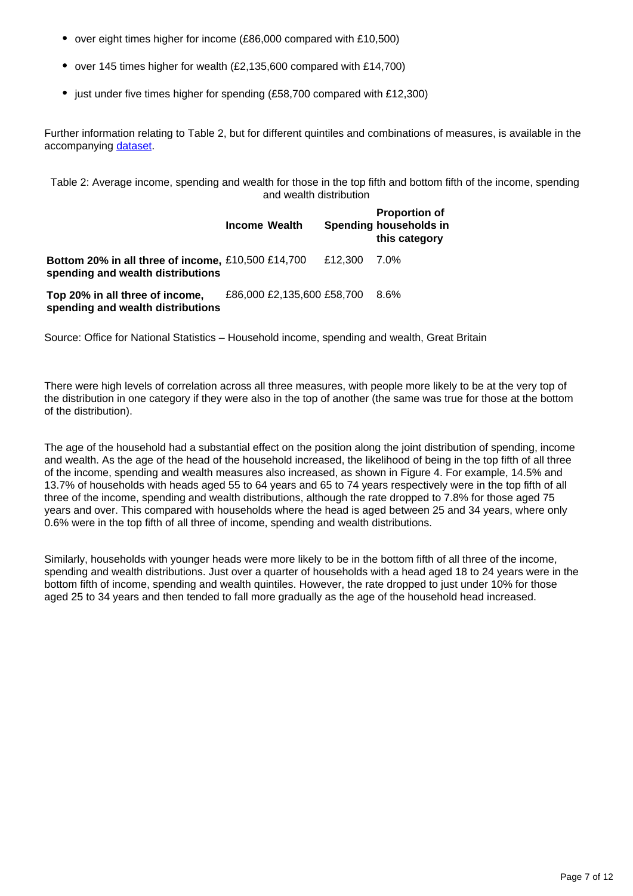- over eight times higher for income (£86,000 compared with £10,500)
- over 145 times higher for wealth (£2,135,600 compared with £14,700)
- just under five times higher for spending (£58,700 compared with £12,300)

Further information relating to Table 2, but for different quintiles and combinations of measures, is available in the accompanying dataset.

Table 2: Average income, spending and wealth for those in the top fifth and bottom fifth of the income, spending and wealth distribution

| | Income | Wealth | Spending | Proportion of households in this category |
|---|---|---|---|---|
| **Bottom 20% in all three of income, spending and wealth distributions** | £10,500 | £14,700 | £12,300 | 7.0% |
| **Top 20% in all three of income, spending and wealth distributions** | £86,000 | £2,135,600 | £58,700 | 8.6% |

Source: Office for National Statistics – Household income, spending and wealth, Great Britain

There were high levels of correlation across all three measures, with people more likely to be at the very top of the distribution in one category if they were also in the top of another (the same was true for those at the bottom of the distribution).

The age of the household had a substantial effect on the position along the joint distribution of spending, income and wealth. As the age of the head of the household increased, the likelihood of being in the top fifth of all three of the income, spending and wealth measures also increased, as shown in Figure 4. For example, 14.5% and 13.7% of households with heads aged 55 to 64 years and 65 to 74 years respectively were in the top fifth of all three of the income, spending and wealth distributions, although the rate dropped to 7.8% for those aged 75 years and over. This compared with households where the head is aged between 25 and 34 years, where only 0.6% were in the top fifth of all three of income, spending and wealth distributions.

Similarly, households with younger heads were more likely to be in the bottom fifth of all three of the income, spending and wealth distributions. Just over a quarter of households with a head aged 18 to 24 years were in the bottom fifth of income, spending and wealth quintiles. However, the rate dropped to just under 10% for those aged 25 to 34 years and then tended to fall more gradually as the age of the household head increased.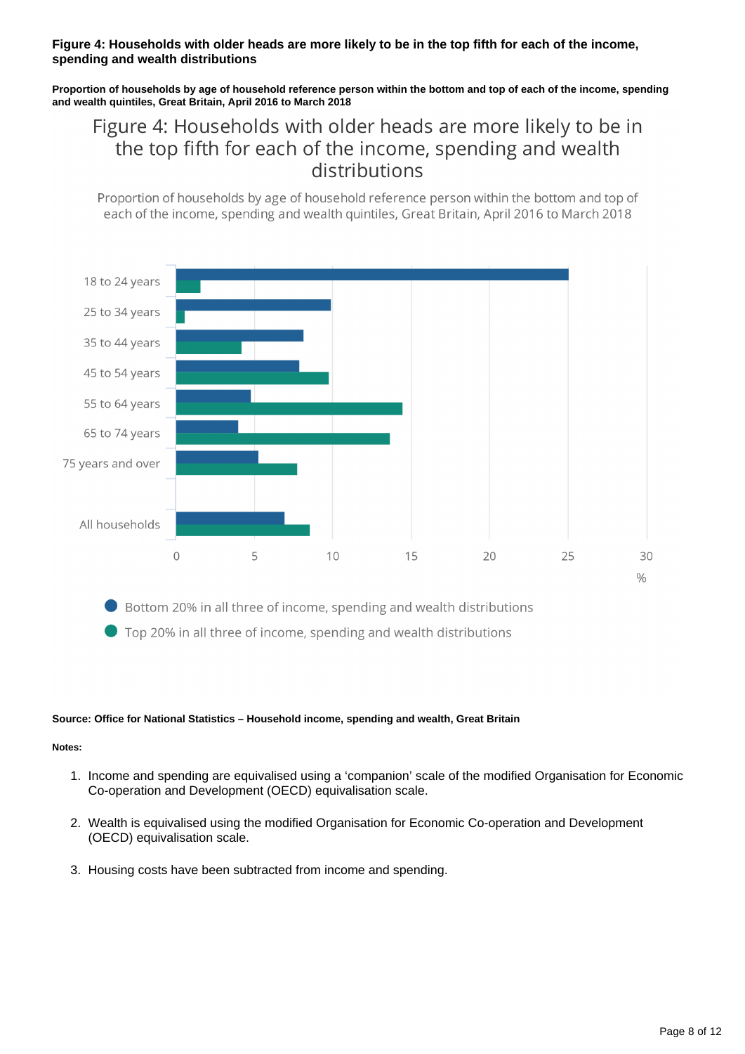**Figure 4: Households with older heads are more likely to be in the top fifth for each of the income, spending and wealth distributions**

**Proportion of households by age of household reference person within the bottom and top of each of the income, spending and wealth quintiles, Great Britain, April 2016 to March 2018**

Figure 4: Households with older heads are more likely to be in the top fifth for each of the income, spending and wealth distributions

Proportion of households by age of household reference person within the bottom and top of each of the income, spending and wealth quintiles, Great Britain, April 2016 to March 2018

18 to 24 years
25 to 34 years
35 to 44 years
45 to 54 years
55 to 64 years
65 to 74 years
75 years and over
All households

0 5 10 15 20 25 30
%

Bottom 20% in all three of income, spending and wealth distributions
Top 20% in all three of income, spending and wealth distributions

**Source: Office for National Statistics – Household income, spending and wealth, Great Britain**

**Notes:**

1. Income and spending are equivalised using a 'companion' scale of the modified Organisation for Economic Co-operation and Development (OECD) equivalisation scale.

2. Wealth is equivalised using the modified Organisation for Economic Co-operation and Development (OECD) equivalisation scale.

3. Housing costs have been subtracted from income and spending.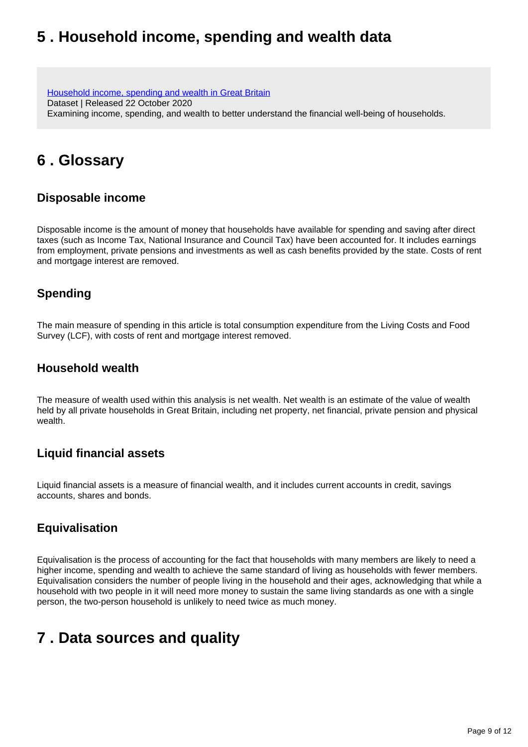## 5 . Household income, spending and wealth data

[Household income, spending and wealth in Great Britain](#)
Dataset | Released 22 October 2020
Examining income, spending, and wealth to better understand the financial well-being of households.

## 6 . Glossary

### Disposable income

Disposable income is the amount of money that households have available for spending and saving after direct taxes (such as Income Tax, National Insurance and Council Tax) have been accounted for. It includes earnings from employment, private pensions and investments as well as cash benefits provided by the state. Costs of rent and mortgage interest are removed.

### Spending

The main measure of spending in this article is total consumption expenditure from the Living Costs and Food Survey (LCF), with costs of rent and mortgage interest removed.

### Household wealth

The measure of wealth used within this analysis is net wealth. Net wealth is an estimate of the value of wealth held by all private households in Great Britain, including net property, net financial, private pension and physical wealth.

### Liquid financial assets

Liquid financial assets is a measure of financial wealth, and it includes current accounts in credit, savings accounts, shares and bonds.

### Equivalisation

Equivalisation is the process of accounting for the fact that households with many members are likely to need a higher income, spending and wealth to achieve the same standard of living as households with fewer members. Equivalisation considers the number of people living in the household and their ages, acknowledging that while a household with two people in it will need more money to sustain the same living standards as one with a single person, the two-person household is unlikely to need twice as much money.

## 7 . Data sources and quality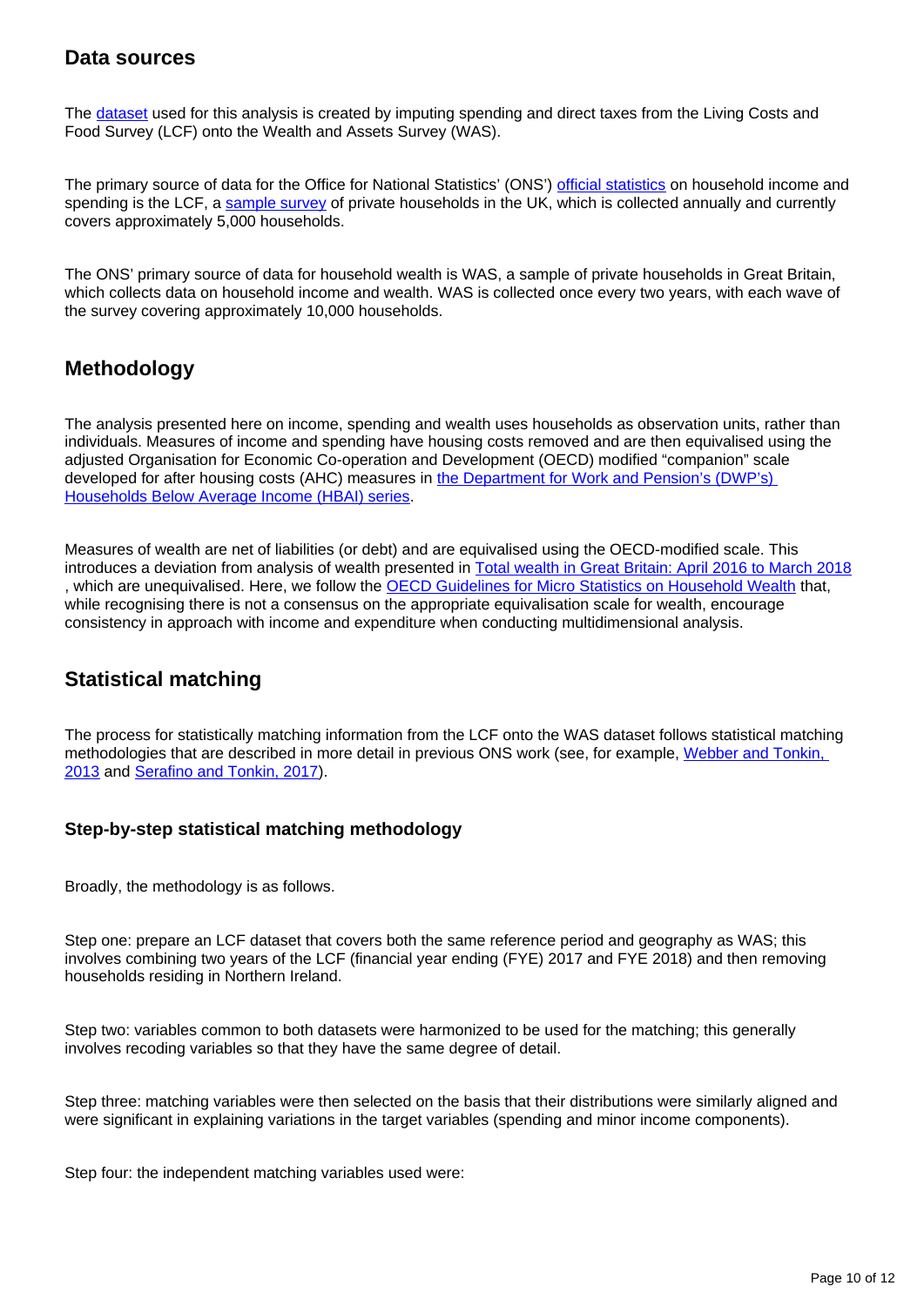## Data sources

The dataset used for this analysis is created by imputing spending and direct taxes from the Living Costs and Food Survey (LCF) onto the Wealth and Assets Survey (WAS).

The primary source of data for the Office for National Statistics' (ONS') official statistics on household income and spending is the LCF, a sample survey of private households in the UK, which is collected annually and currently covers approximately 5,000 households.

The ONS' primary source of data for household wealth is WAS, a sample of private households in Great Britain, which collects data on household income and wealth. WAS is collected once every two years, with each wave of the survey covering approximately 10,000 households.

## Methodology

The analysis presented here on income, spending and wealth uses households as observation units, rather than individuals. Measures of income and spending have housing costs removed and are then equivalised using the adjusted Organisation for Economic Co-operation and Development (OECD) modified "companion" scale developed for after housing costs (AHC) measures in the Department for Work and Pension's (DWP's) Households Below Average Income (HBAI) series.

Measures of wealth are net of liabilities (or debt) and are equivalised using the OECD-modified scale. This introduces a deviation from analysis of wealth presented in Total wealth in Great Britain: April 2016 to March 2018 , which are unequivalised. Here, we follow the OECD Guidelines for Micro Statistics on Household Wealth that, while recognising there is not a consensus on the appropriate equivalisation scale for wealth, encourage consistency in approach with income and expenditure when conducting multidimensional analysis.

## Statistical matching

The process for statistically matching information from the LCF onto the WAS dataset follows statistical matching methodologies that are described in more detail in previous ONS work (see, for example, Webber and Tonkin, 2013 and Serafino and Tonkin, 2017).

### Step-by-step statistical matching methodology

Broadly, the methodology is as follows.

Step one: prepare an LCF dataset that covers both the same reference period and geography as WAS; this involves combining two years of the LCF (financial year ending (FYE) 2017 and FYE 2018) and then removing households residing in Northern Ireland.

Step two: variables common to both datasets were harmonized to be used for the matching; this generally involves recoding variables so that they have the same degree of detail.

Step three: matching variables were then selected on the basis that their distributions were similarly aligned and were significant in explaining variations in the target variables (spending and minor income components).

Step four: the independent matching variables used were: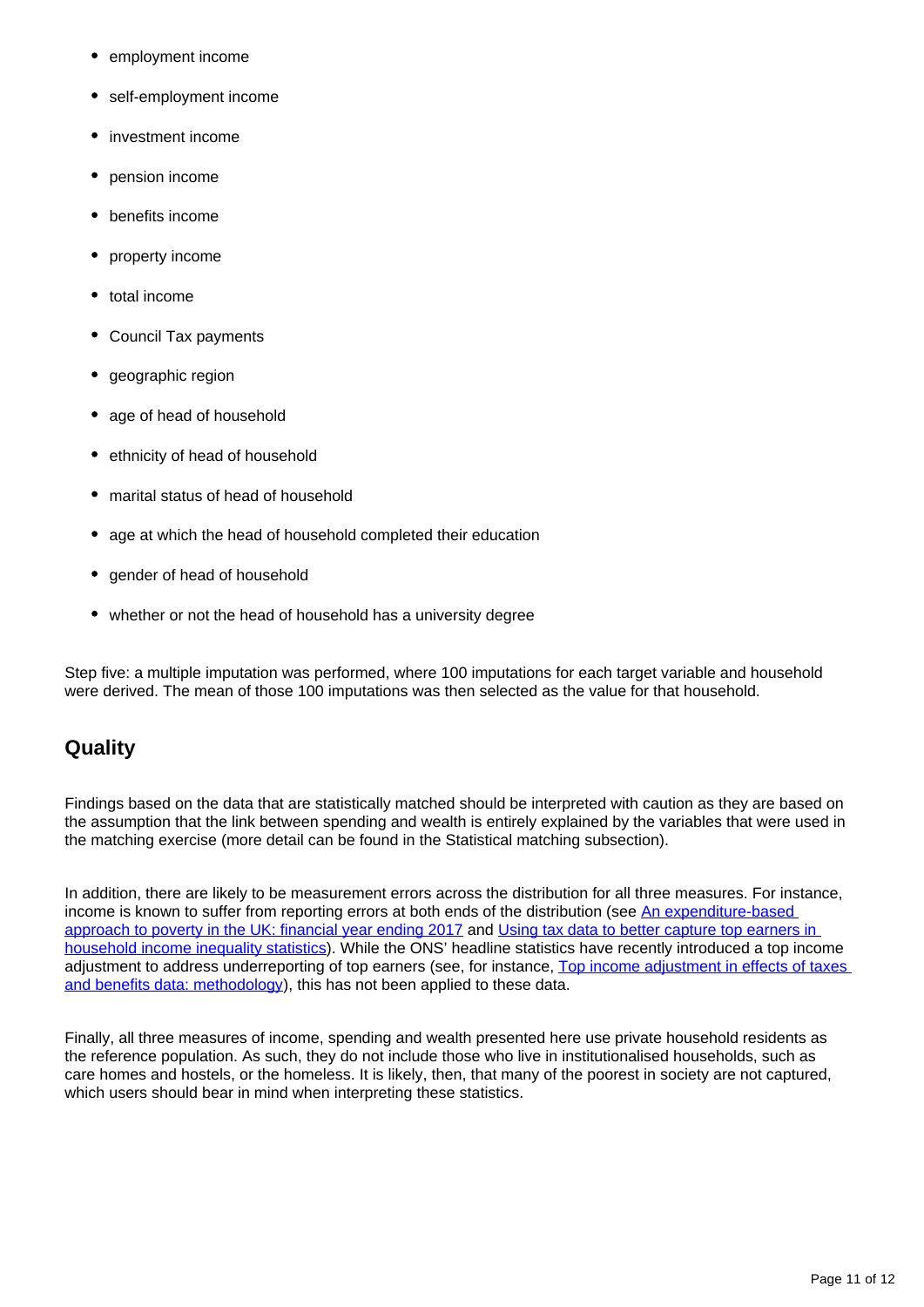- employment income
- self-employment income
- investment income
- pension income
- benefits income
- property income
- total income
- Council Tax payments
- geographic region
- age of head of household
- ethnicity of head of household
- marital status of head of household
- age at which the head of household completed their education
- gender of head of household
- whether or not the head of household has a university degree

Step five: a multiple imputation was performed, where 100 imputations for each target variable and household were derived. The mean of those 100 imputations was then selected as the value for that household.

## Quality

Findings based on the data that are statistically matched should be interpreted with caution as they are based on the assumption that the link between spending and wealth is entirely explained by the variables that were used in the matching exercise (more detail can be found in the Statistical matching subsection).

In addition, there are likely to be measurement errors across the distribution for all three measures. For instance, income is known to suffer from reporting errors at both ends of the distribution (see An expenditure-based approach to poverty in the UK: financial year ending 2017 and Using tax data to better capture top earners in household income inequality statistics). While the ONS' headline statistics have recently introduced a top income adjustment to address underreporting of top earners (see, for instance, Top income adjustment in effects of taxes and benefits data: methodology), this has not been applied to these data.

Finally, all three measures of income, spending and wealth presented here use private household residents as the reference population. As such, they do not include those who live in institutionalised households, such as care homes and hostels, or the homeless. It is likely, then, that many of the poorest in society are not captured, which users should bear in mind when interpreting these statistics.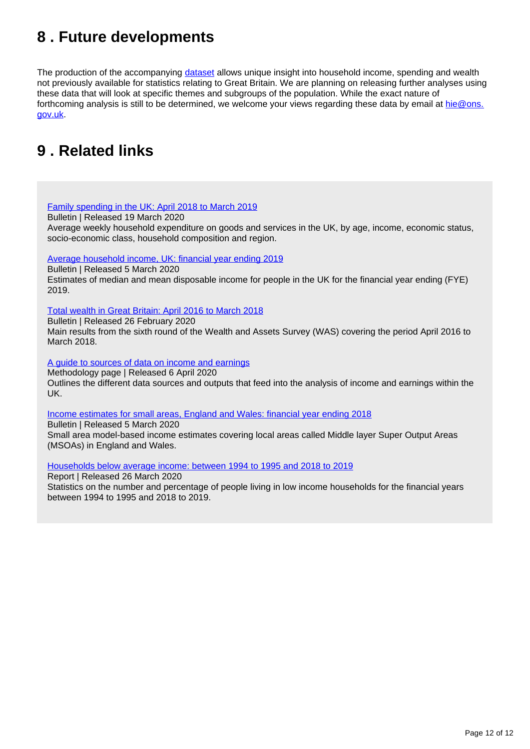## 8 . Future developments

The production of the accompanying dataset allows unique insight into household income, spending and wealth not previously available for statistics relating to Great Britain. We are planning on releasing further analyses using these data that will look at specific themes and subgroups of the population. While the exact nature of forthcoming analysis is still to be determined, we welcome your views regarding these data by email at hie@ons.gov.uk.

## 9 . Related links

Family spending in the UK: April 2018 to March 2019
Bulletin | Released 19 March 2020
Average weekly household expenditure on goods and services in the UK, by age, income, economic status, socio-economic class, household composition and region.

Average household income, UK: financial year ending 2019
Bulletin | Released 5 March 2020
Estimates of median and mean disposable income for people in the UK for the financial year ending (FYE) 2019.

Total wealth in Great Britain: April 2016 to March 2018
Bulletin | Released 26 February 2020
Main results from the sixth round of the Wealth and Assets Survey (WAS) covering the period April 2016 to March 2018.

A guide to sources of data on income and earnings
Methodology page | Released 6 April 2020
Outlines the different data sources and outputs that feed into the analysis of income and earnings within the UK.

Income estimates for small areas, England and Wales: financial year ending 2018
Bulletin | Released 5 March 2020
Small area model-based income estimates covering local areas called Middle layer Super Output Areas (MSOAs) in England and Wales.

Households below average income: between 1994 to 1995 and 2018 to 2019
Report | Released 26 March 2020
Statistics on the number and percentage of people living in low income households for the financial years between 1994 to 1995 and 2018 to 2019.